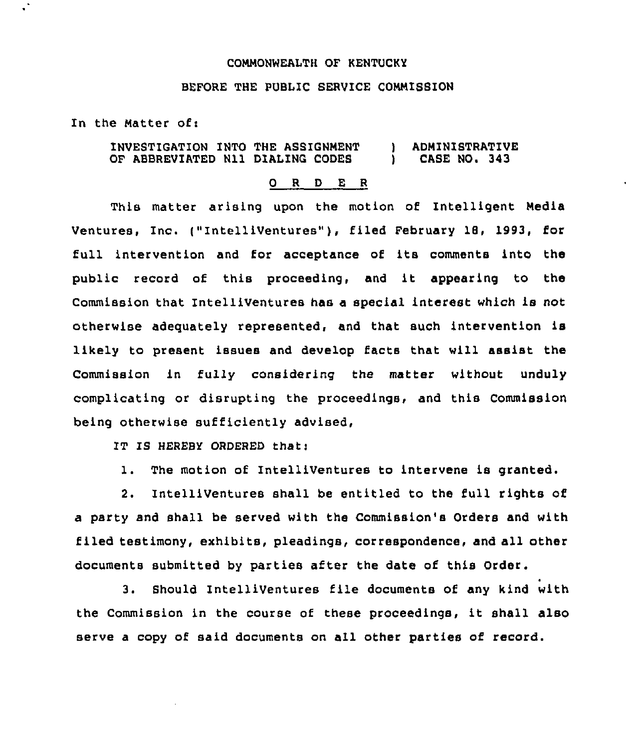COMMONWEALTH OF KENTUCKY

BEFORE THE PUBLIC SERVICE COMMISSION

In the Matter of:

| | | |
|---|---|---|
| INVESTIGATION INTO THE ASSIGNMENT OF ABBREVIATED N11 DIALING CODES | ) ) | ADMINISTRATIVE CASE NO. 343 |

O R D E R

This matter arising upon the motion of Intelligent Media Ventures, Inc. ("IntelliVentures"), filed February 18, 1993, for full intervention and for acceptance of its comments into the public record of this proceeding, and it appearing to the Commission that IntelliVentures has a special interest which is not otherwise adequately represented, and that such intervention is likely to present issues and develop facts that will assist the Commission in fully considering the matter without unduly complicating or disrupting the proceedings, and this Commission being otherwise sufficiently advised,

IT IS HEREBY ORDERED that:

1. The motion of IntelliVentures to intervene is granted.

2. IntelliVentures shall be entitled to the full rights of a party and shall be served with the Commission's Orders and with filed testimony, exhibits, pleadings, correspondence, and all other documents submitted by parties after the date of this Order.

3. Should IntelliVentures file documents of any kind with the Commission in the course of these proceedings, it shall also serve a copy of said documents on all other parties of record.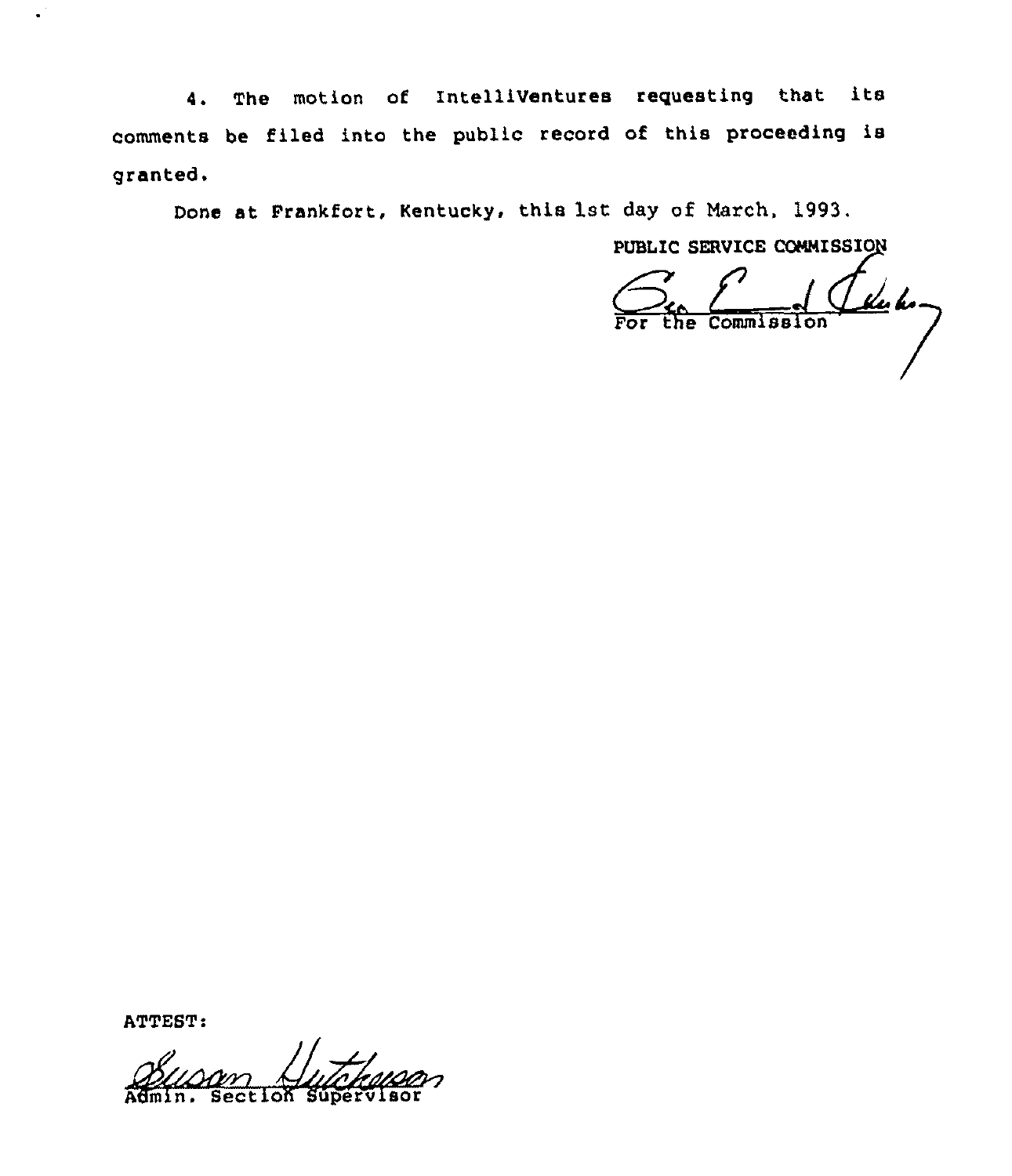4. The motion of IntelliVentures requesting that its comments be filed into the public record of this proceeding is granted.

Done at Frankfort, Kentucky, this 1st day of March, 1993.

PUBLIC SERVICE COMMISSION

For the Commission

ATTEST:

Admin. Section Supervisor